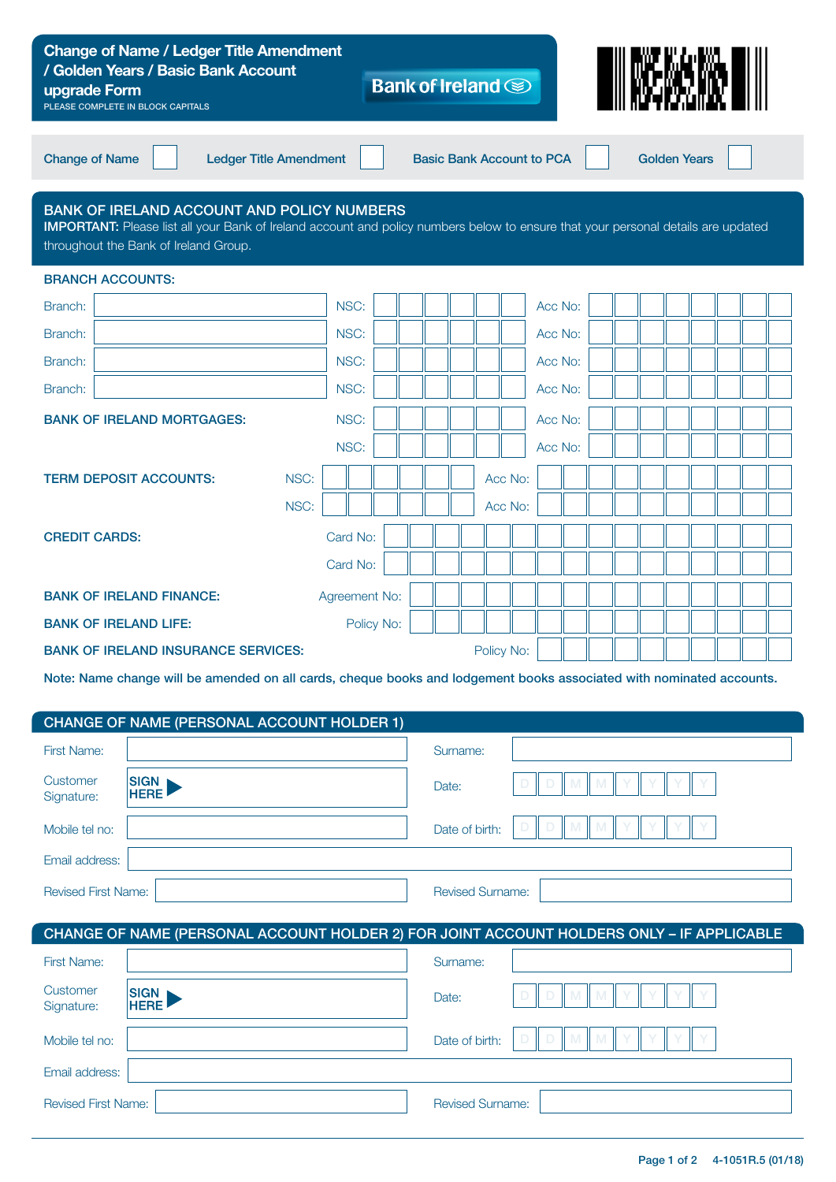# Change of Name / Ledger Title Amendment / Golden Years / Basic Bank Account upgrade Form

PLEASE COMPLETE IN BLOCK CAPITALS

Bank of Ireland

| Change of Name | ☐ | Ledger Title Amendment | ☐ | Basic Bank Account to PCA | ☐ | Golden Years | ☐ |
|---|---|---|---|---|---|---|---|

## BANK OF IRELAND ACCOUNT AND POLICY NUMBERS

**IMPORTANT:** Please list all your Bank of Ireland account and policy numbers below to ensure that your personal details are updated throughout the Bank of Ireland Group.

**BRANCH ACCOUNTS:**

| Branch: | NSC: | Acc No: |
|---|---|---|
| Branch: | NSC: | Acc No: |
| Branch: | NSC: | Acc No: |
| Branch: | NSC: | Acc No: |
| Branch: | NSC: | Acc No: |

**BANK OF IRELAND MORTGAGES:**

| NSC: | Acc No: |
|---|---|
| NSC: | Acc No: |
| NSC: | Acc No: |

**TERM DEPOSIT ACCOUNTS:**

| NSC: | Acc No: |
|---|---|
| NSC: | Acc No: |
| NSC: | Acc No: |

**CREDIT CARDS:**

Card No:

Card No:

**BANK OF IRELAND FINANCE:** Agreement No:

**BANK OF IRELAND LIFE:** Policy No:

**BANK OF IRELAND INSURANCE SERVICES:** Policy No:

**Note: Name change will be amended on all cards, cheque books and lodgement books associated with nominated accounts.**

## CHANGE OF NAME (PERSONAL ACCOUNT HOLDER 1)

| First Name: | | Surname: | |
|---|---|---|---|
| Customer Signature: | SIGN HERE ▶ | Date: | D D M M Y Y Y Y |
| Mobile tel no: | | Date of birth: | D D M M Y Y Y Y |
| Email address: | | | |
| Revised First Name: | | Revised Surname: | |

## CHANGE OF NAME (PERSONAL ACCOUNT HOLDER 2) FOR JOINT ACCOUNT HOLDERS ONLY – IF APPLICABLE

| First Name: | | Surname: | |
|---|---|---|---|
| Customer Signature: | SIGN HERE ▶ | Date: | D D M M Y Y Y Y |
| Mobile tel no: | | Date of birth: | D D M M Y Y Y Y |
| Email address: | | | |
| Revised First Name: | | Revised Surname: | |

4-1051R.5 (01/18)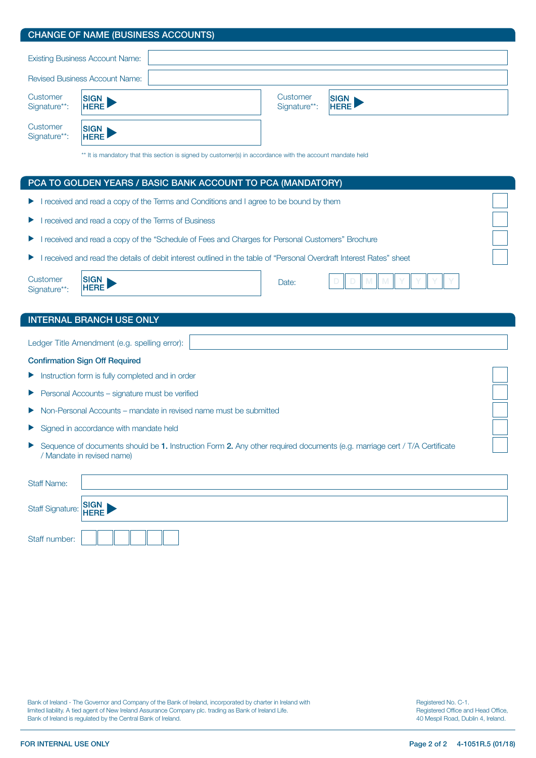## CHANGE OF NAME (BUSINESS ACCOUNTS)

Existing Business Account Name:

Revised Business Account Name:

Customer Signature**: SIGN HERE

Customer Signature**: SIGN HERE

Customer Signature**: SIGN HERE

** It is mandatory that this section is signed by customer(s) in accordance with the account mandate held

## PCA TO GOLDEN YEARS / BASIC BANK ACCOUNT TO PCA (MANDATORY)

- I received and read a copy of the Terms and Conditions and I agree to be bound by them ☐
- I received and read a copy of the Terms of Business ☐
- I received and read a copy of the "Schedule of Fees and Charges for Personal Customers" Brochure ☐
- I received and read the details of debit interest outlined in the table of "Personal Overdraft Interest Rates" sheet ☐

Customer Signature**: SIGN HERE

Date: D D M M Y Y Y Y

## INTERNAL BRANCH USE ONLY

Ledger Title Amendment (e.g. spelling error):

**Confirmation Sign Off Required**

- Instruction form is fully completed and in order ☐
- Personal Accounts – signature must be verified ☐
- Non-Personal Accounts – mandate in revised name must be submitted ☐
- Signed in accordance with mandate held ☐
- Sequence of documents should be **1.** Instruction Form **2.** Any other required documents (e.g. marriage cert / T/A Certificate / Mandate in revised name) ☐

Staff Name:

Staff Signature: SIGN HERE

Staff number:

Bank of Ireland - The Governor and Company of the Bank of Ireland, incorporated by charter in Ireland with limited liability. A tied agent of New Ireland Assurance Company plc. trading as Bank of Ireland Life. Bank of Ireland is regulated by the Central Bank of Ireland.

Registered No. C-1. Registered Office and Head Office, 40 Mespil Road, Dublin 4, Ireland.

FOR INTERNAL USE ONLY

4-1051R.5 (01/18)